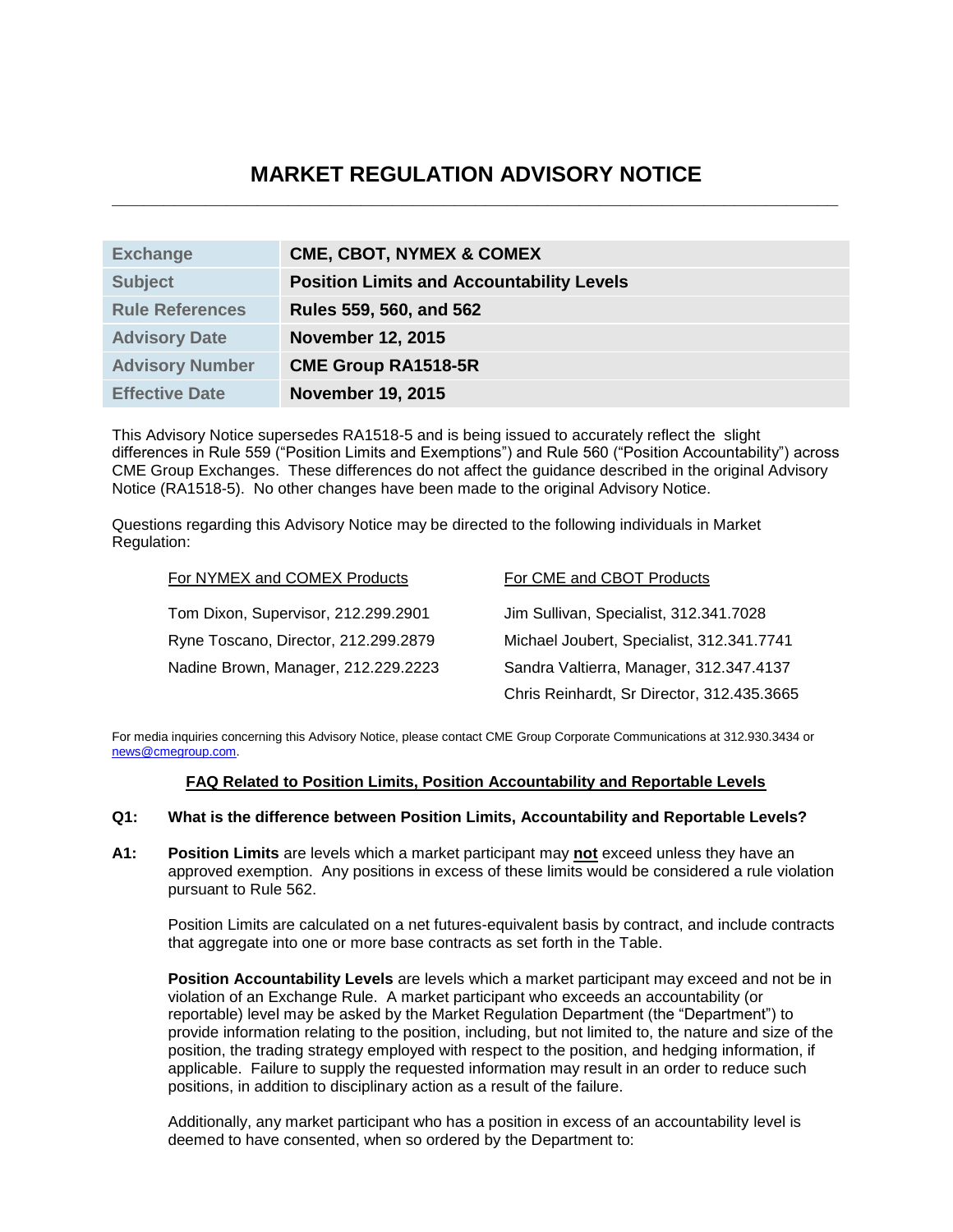# MARKET REGULATION ADVISORY NOTICE

| Exchange | CME, CBOT, NYMEX & COMEX |
|---|---|
| Subject | Position Limits and Accountability Levels |
| Rule References | Rules 559, 560, and 562 |
| Advisory Date | November 12, 2015 |
| Advisory Number | CME Group RA1518-5R |
| Effective Date | November 19, 2015 |

This Advisory Notice supersedes RA1518-5 and is being issued to accurately reflect the slight differences in Rule 559 ("Position Limits and Exemptions") and Rule 560 ("Position Accountability") across CME Group Exchanges. These differences do not affect the guidance described in the original Advisory Notice (RA1518-5). No other changes have been made to the original Advisory Notice.

Questions regarding this Advisory Notice may be directed to the following individuals in Market Regulation:

| For NYMEX and COMEX Products | For CME and CBOT Products |
|---|---|
| Tom Dixon, Supervisor, 212.299.2901 | Jim Sullivan, Specialist, 312.341.7028 |
| Ryne Toscano, Director, 212.299.2879 | Michael Joubert, Specialist, 312.341.7741 |
| Nadine Brown, Manager, 212.229.2223 | Sandra Valtierra, Manager, 312.347.4137 |
| | Chris Reinhardt, Sr Director, 312.435.3665 |

For media inquiries concerning this Advisory Notice, please contact CME Group Corporate Communications at 312.930.3434 or news@cmegroup.com.

## FAQ Related to Position Limits, Position Accountability and Reportable Levels

**Q1: What is the difference between Position Limits, Accountability and Reportable Levels?**

**A1:** **Position Limits** are levels which a market participant may **not** exceed unless they have an approved exemption. Any positions in excess of these limits would be considered a rule violation pursuant to Rule 562.

Position Limits are calculated on a net futures-equivalent basis by contract, and include contracts that aggregate into one or more base contracts as set forth in the Table.

**Position Accountability Levels** are levels which a market participant may exceed and not be in violation of an Exchange Rule. A market participant who exceeds an accountability (or reportable) level may be asked by the Market Regulation Department (the "Department") to provide information relating to the position, including, but not limited to, the nature and size of the position, the trading strategy employed with respect to the position, and hedging information, if applicable. Failure to supply the requested information may result in an order to reduce such positions, in addition to disciplinary action as a result of the failure.

Additionally, any market participant who has a position in excess of an accountability level is deemed to have consented, when so ordered by the Department to: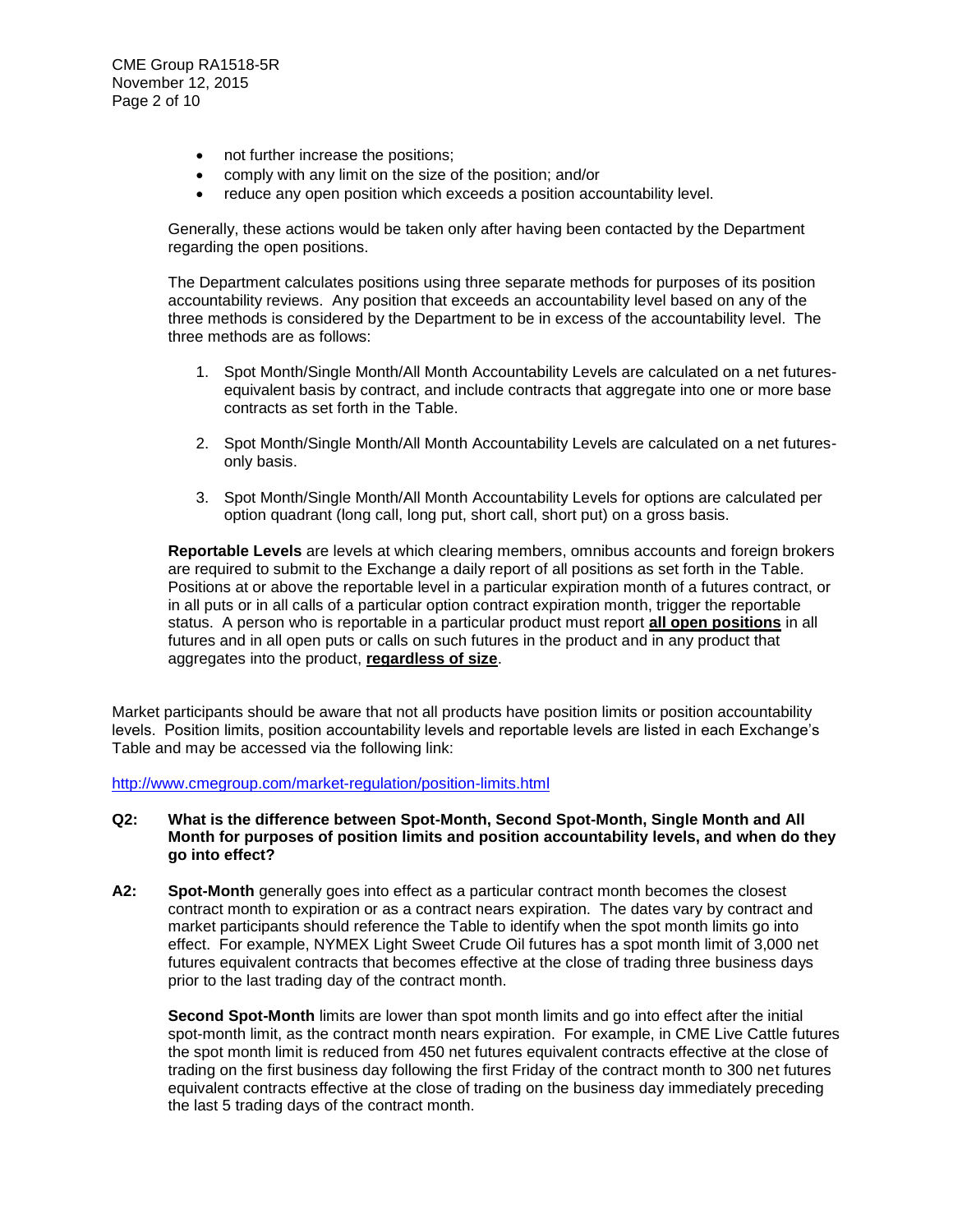- not further increase the positions;
- comply with any limit on the size of the position; and/or
- reduce any open position which exceeds a position accountability level.

Generally, these actions would be taken only after having been contacted by the Department regarding the open positions.

The Department calculates positions using three separate methods for purposes of its position accountability reviews. Any position that exceeds an accountability level based on any of the three methods is considered by the Department to be in excess of the accountability level. The three methods are as follows:

1. Spot Month/Single Month/All Month Accountability Levels are calculated on a net futures-equivalent basis by contract, and include contracts that aggregate into one or more base contracts as set forth in the Table.

2. Spot Month/Single Month/All Month Accountability Levels are calculated on a net futures-only basis.

3. Spot Month/Single Month/All Month Accountability Levels for options are calculated per option quadrant (long call, long put, short call, short put) on a gross basis.

**Reportable Levels** are levels at which clearing members, omnibus accounts and foreign brokers are required to submit to the Exchange a daily report of all positions as set forth in the Table. Positions at or above the reportable level in a particular expiration month of a futures contract, or in all puts or in all calls of a particular option contract expiration month, trigger the reportable status. A person who is reportable in a particular product must report **all open positions** in all futures and in all open puts or calls on such futures in the product and in any product that aggregates into the product, **regardless of size**.

Market participants should be aware that not all products have position limits or position accountability levels. Position limits, position accountability levels and reportable levels are listed in each Exchange's Table and may be accessed via the following link:

http://www.cmegroup.com/market-regulation/position-limits.html

**Q2: What is the difference between Spot-Month, Second Spot-Month, Single Month and All Month for purposes of position limits and position accountability levels, and when do they go into effect?**

**A2:** **Spot-Month** generally goes into effect as a particular contract month becomes the closest contract month to expiration or as a contract nears expiration. The dates vary by contract and market participants should reference the Table to identify when the spot month limits go into effect. For example, NYMEX Light Sweet Crude Oil futures has a spot month limit of 3,000 net futures equivalent contracts that becomes effective at the close of trading three business days prior to the last trading day of the contract month.

**Second Spot-Month** limits are lower than spot month limits and go into effect after the initial spot-month limit, as the contract month nears expiration. For example, in CME Live Cattle futures the spot month limit is reduced from 450 net futures equivalent contracts effective at the close of trading on the first business day following the first Friday of the contract month to 300 net futures equivalent contracts effective at the close of trading on the business day immediately preceding the last 5 trading days of the contract month.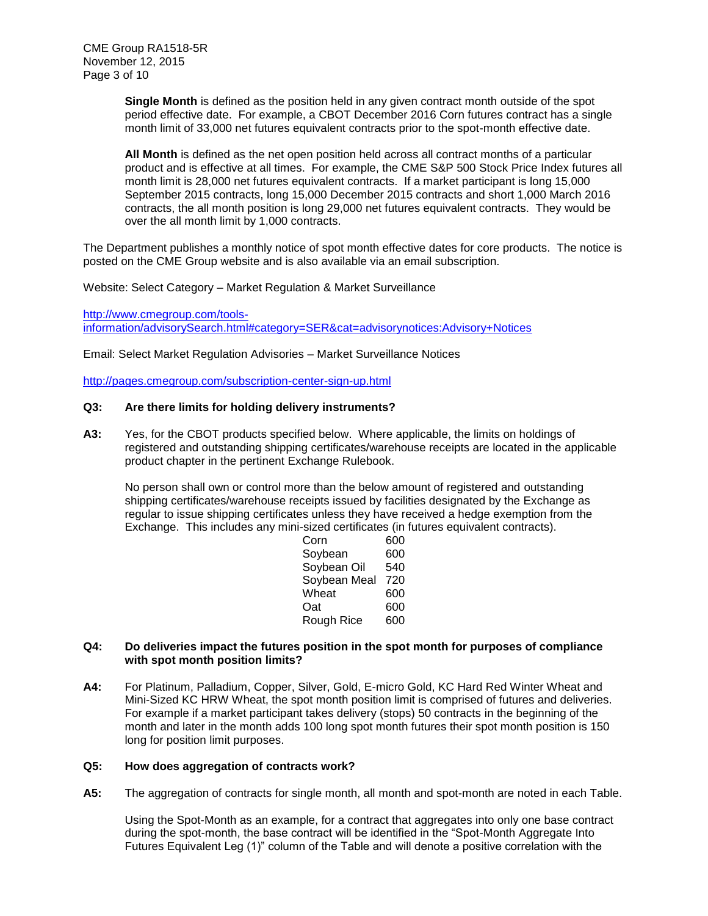**Single Month** is defined as the position held in any given contract month outside of the spot period effective date. For example, a CBOT December 2016 Corn futures contract has a single month limit of 33,000 net futures equivalent contracts prior to the spot-month effective date.

**All Month** is defined as the net open position held across all contract months of a particular product and is effective at all times. For example, the CME S&P 500 Stock Price Index futures all month limit is 28,000 net futures equivalent contracts. If a market participant is long 15,000 September 2015 contracts, long 15,000 December 2015 contracts and short 1,000 March 2016 contracts, the all month position is long 29,000 net futures equivalent contracts. They would be over the all month limit by 1,000 contracts.

The Department publishes a monthly notice of spot month effective dates for core products. The notice is posted on the CME Group website and is also available via an email subscription.

Website: Select Category – Market Regulation & Market Surveillance

http://www.cmegroup.com/tools-information/advisorySearch.html#category=SER&cat=advisorynotices:Advisory+Notices

Email: Select Market Regulation Advisories – Market Surveillance Notices

http://pages.cmegroup.com/subscription-center-sign-up.html

**Q3: Are there limits for holding delivery instruments?**

**A3:** Yes, for the CBOT products specified below. Where applicable, the limits on holdings of registered and outstanding shipping certificates/warehouse receipts are located in the applicable product chapter in the pertinent Exchange Rulebook.

No person shall own or control more than the below amount of registered and outstanding shipping certificates/warehouse receipts issued by facilities designated by the Exchange as regular to issue shipping certificates unless they have received a hedge exemption from the Exchange. This includes any mini-sized certificates (in futures equivalent contracts).

| | |
|---|---|
| Corn | 600 |
| Soybean | 600 |
| Soybean Oil | 540 |
| Soybean Meal | 720 |
| Wheat | 600 |
| Oat | 600 |
| Rough Rice | 600 |

**Q4: Do deliveries impact the futures position in the spot month for purposes of compliance with spot month position limits?**

**A4:** For Platinum, Palladium, Copper, Silver, Gold, E-micro Gold, KC Hard Red Winter Wheat and Mini-Sized KC HRW Wheat, the spot month position limit is comprised of futures and deliveries. For example if a market participant takes delivery (stops) 50 contracts in the beginning of the month and later in the month adds 100 long spot month futures their spot month position is 150 long for position limit purposes.

**Q5: How does aggregation of contracts work?**

**A5:** The aggregation of contracts for single month, all month and spot-month are noted in each Table.

Using the Spot-Month as an example, for a contract that aggregates into only one base contract during the spot-month, the base contract will be identified in the "Spot-Month Aggregate Into Futures Equivalent Leg (1)" column of the Table and will denote a positive correlation with the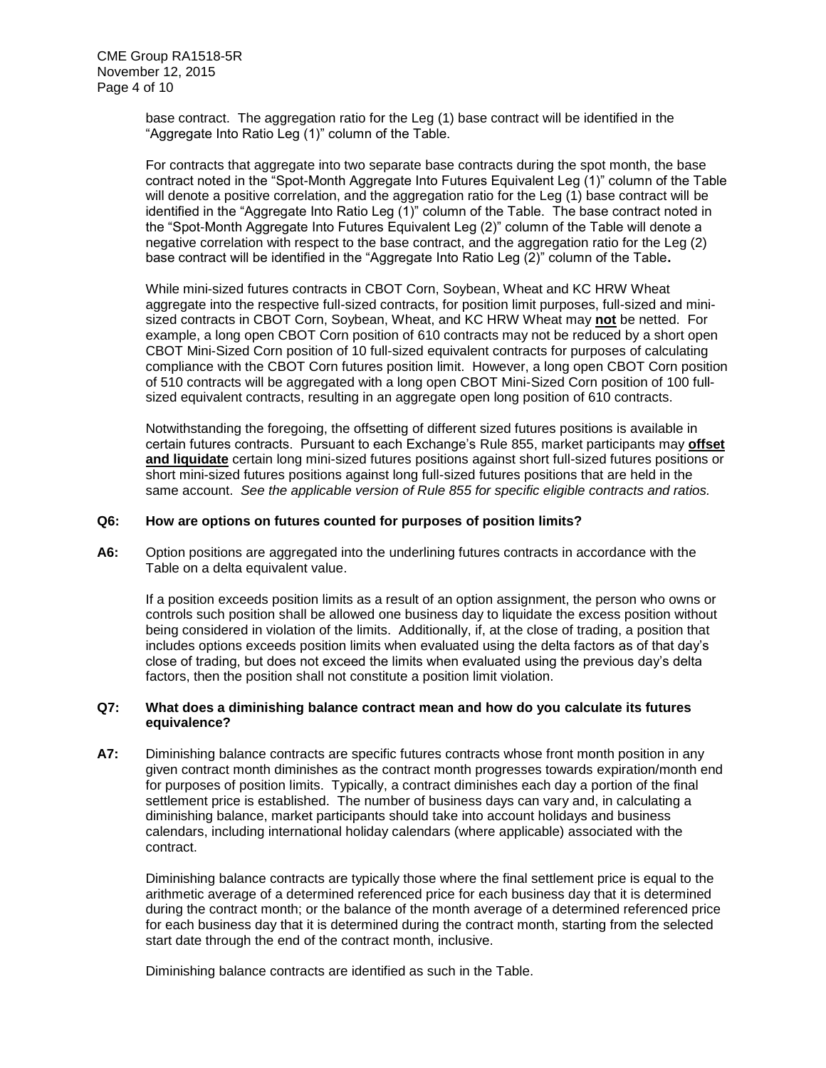base contract. The aggregation ratio for the Leg (1) base contract will be identified in the "Aggregate Into Ratio Leg (1)" column of the Table.

For contracts that aggregate into two separate base contracts during the spot month, the base contract noted in the "Spot-Month Aggregate Into Futures Equivalent Leg (1)" column of the Table will denote a positive correlation, and the aggregation ratio for the Leg (1) base contract will be identified in the "Aggregate Into Ratio Leg (1)" column of the Table. The base contract noted in the "Spot-Month Aggregate Into Futures Equivalent Leg (2)" column of the Table will denote a negative correlation with respect to the base contract, and the aggregation ratio for the Leg (2) base contract will be identified in the "Aggregate Into Ratio Leg (2)" column of the Table**.**

While mini-sized futures contracts in CBOT Corn, Soybean, Wheat and KC HRW Wheat aggregate into the respective full-sized contracts, for position limit purposes, full-sized and mini-sized contracts in CBOT Corn, Soybean, Wheat, and KC HRW Wheat may **not** be netted. For example, a long open CBOT Corn position of 610 contracts may not be reduced by a short open CBOT Mini-Sized Corn position of 10 full-sized equivalent contracts for purposes of calculating compliance with the CBOT Corn futures position limit. However, a long open CBOT Corn position of 510 contracts will be aggregated with a long open CBOT Mini-Sized Corn position of 100 full-sized equivalent contracts, resulting in an aggregate open long position of 610 contracts.

Notwithstanding the foregoing, the offsetting of different sized futures positions is available in certain futures contracts. Pursuant to each Exchange's Rule 855, market participants may **offset and liquidate** certain long mini-sized futures positions against short full-sized futures positions or short mini-sized futures positions against long full-sized futures positions that are held in the same account. *See the applicable version of Rule 855 for specific eligible contracts and ratios.*

**Q6: How are options on futures counted for purposes of position limits?**

**A6:** Option positions are aggregated into the underlining futures contracts in accordance with the Table on a delta equivalent value.

If a position exceeds position limits as a result of an option assignment, the person who owns or controls such position shall be allowed one business day to liquidate the excess position without being considered in violation of the limits. Additionally, if, at the close of trading, a position that includes options exceeds position limits when evaluated using the delta factors as of that day's close of trading, but does not exceed the limits when evaluated using the previous day's delta factors, then the position shall not constitute a position limit violation.

**Q7: What does a diminishing balance contract mean and how do you calculate its futures equivalence?**

**A7:** Diminishing balance contracts are specific futures contracts whose front month position in any given contract month diminishes as the contract month progresses towards expiration/month end for purposes of position limits. Typically, a contract diminishes each day a portion of the final settlement price is established. The number of business days can vary and, in calculating a diminishing balance, market participants should take into account holidays and business calendars, including international holiday calendars (where applicable) associated with the contract.

Diminishing balance contracts are typically those where the final settlement price is equal to the arithmetic average of a determined referenced price for each business day that it is determined during the contract month; or the balance of the month average of a determined referenced price for each business day that it is determined during the contract month, starting from the selected start date through the end of the contract month, inclusive.

Diminishing balance contracts are identified as such in the Table.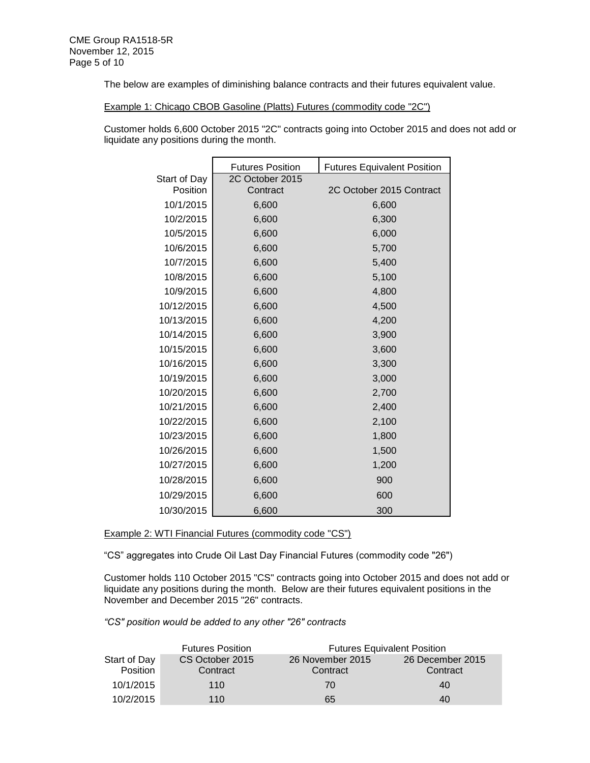The below are examples of diminishing balance contracts and their futures equivalent value.

Example 1: Chicago CBOB Gasoline (Platts) Futures (commodity code "2C")

Customer holds 6,600 October 2015 "2C" contracts going into October 2015 and does not add or liquidate any positions during the month.

| | Futures Position | Futures Equivalent Position |
|---|---|---|
| Start of Day Position | 2C October 2015 Contract | 2C October 2015 Contract |
| 10/1/2015 | 6,600 | 6,600 |
| 10/2/2015 | 6,600 | 6,300 |
| 10/5/2015 | 6,600 | 6,000 |
| 10/6/2015 | 6,600 | 5,700 |
| 10/7/2015 | 6,600 | 5,400 |
| 10/8/2015 | 6,600 | 5,100 |
| 10/9/2015 | 6,600 | 4,800 |
| 10/12/2015 | 6,600 | 4,500 |
| 10/13/2015 | 6,600 | 4,200 |
| 10/14/2015 | 6,600 | 3,900 |
| 10/15/2015 | 6,600 | 3,600 |
| 10/16/2015 | 6,600 | 3,300 |
| 10/19/2015 | 6,600 | 3,000 |
| 10/20/2015 | 6,600 | 2,700 |
| 10/21/2015 | 6,600 | 2,400 |
| 10/22/2015 | 6,600 | 2,100 |
| 10/23/2015 | 6,600 | 1,800 |
| 10/26/2015 | 6,600 | 1,500 |
| 10/27/2015 | 6,600 | 1,200 |
| 10/28/2015 | 6,600 | 900 |
| 10/29/2015 | 6,600 | 600 |
| 10/30/2015 | 6,600 | 300 |

Example 2: WTI Financial Futures (commodity code "CS")

"CS" aggregates into Crude Oil Last Day Financial Futures (commodity code "26")

Customer holds 110 October 2015 "CS" contracts going into October 2015 and does not add or liquidate any positions during the month. Below are their futures equivalent positions in the November and December 2015 "26" contracts.

*"CS" position would be added to any other "26" contracts*

| | Futures Position | Futures Equivalent Position | |
|---|---|---|---|
| Start of Day Position | CS October 2015 Contract | 26 November 2015 Contract | 26 December 2015 Contract |
| 10/1/2015 | 110 | 70 | 40 |
| 10/2/2015 | 110 | 65 | 40 |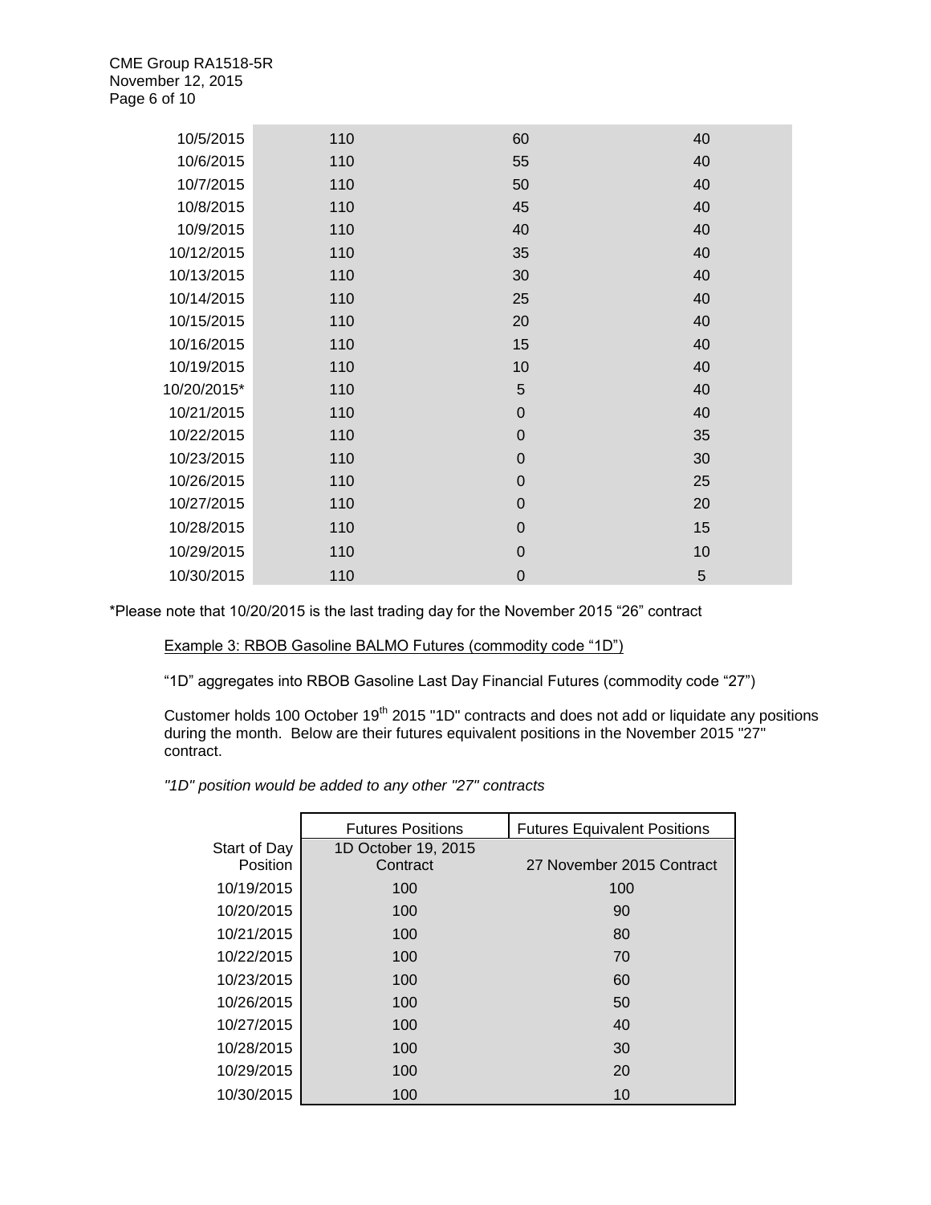| | | | |
|---|---|---|---|
| 10/5/2015 | 110 | 60 | 40 |
| 10/6/2015 | 110 | 55 | 40 |
| 10/7/2015 | 110 | 50 | 40 |
| 10/8/2015 | 110 | 45 | 40 |
| 10/9/2015 | 110 | 40 | 40 |
| 10/12/2015 | 110 | 35 | 40 |
| 10/13/2015 | 110 | 30 | 40 |
| 10/14/2015 | 110 | 25 | 40 |
| 10/15/2015 | 110 | 20 | 40 |
| 10/16/2015 | 110 | 15 | 40 |
| 10/19/2015 | 110 | 10 | 40 |
| 10/20/2015* | 110 | 5 | 40 |
| 10/21/2015 | 110 | 0 | 40 |
| 10/22/2015 | 110 | 0 | 35 |
| 10/23/2015 | 110 | 0 | 30 |
| 10/26/2015 | 110 | 0 | 25 |
| 10/27/2015 | 110 | 0 | 20 |
| 10/28/2015 | 110 | 0 | 15 |
| 10/29/2015 | 110 | 0 | 10 |
| 10/30/2015 | 110 | 0 | 5 |

*Please note that 10/20/2015 is the last trading day for the November 2015 "26" contract

Example 3: RBOB Gasoline BALMO Futures (commodity code "1D")

"1D" aggregates into RBOB Gasoline Last Day Financial Futures (commodity code "27")

Customer holds 100 October 19th 2015 "1D" contracts and does not add or liquidate any positions during the month. Below are their futures equivalent positions in the November 2015 "27" contract.

*"1D" position would be added to any other "27" contracts*

| | Futures Positions | Futures Equivalent Positions |
|---|---|---|
| Start of Day Position | 1D October 19, 2015 Contract | 27 November 2015 Contract |
| 10/19/2015 | 100 | 100 |
| 10/20/2015 | 100 | 90 |
| 10/21/2015 | 100 | 80 |
| 10/22/2015 | 100 | 70 |
| 10/23/2015 | 100 | 60 |
| 10/26/2015 | 100 | 50 |
| 10/27/2015 | 100 | 40 |
| 10/28/2015 | 100 | 30 |
| 10/29/2015 | 100 | 20 |
| 10/30/2015 | 100 | 10 |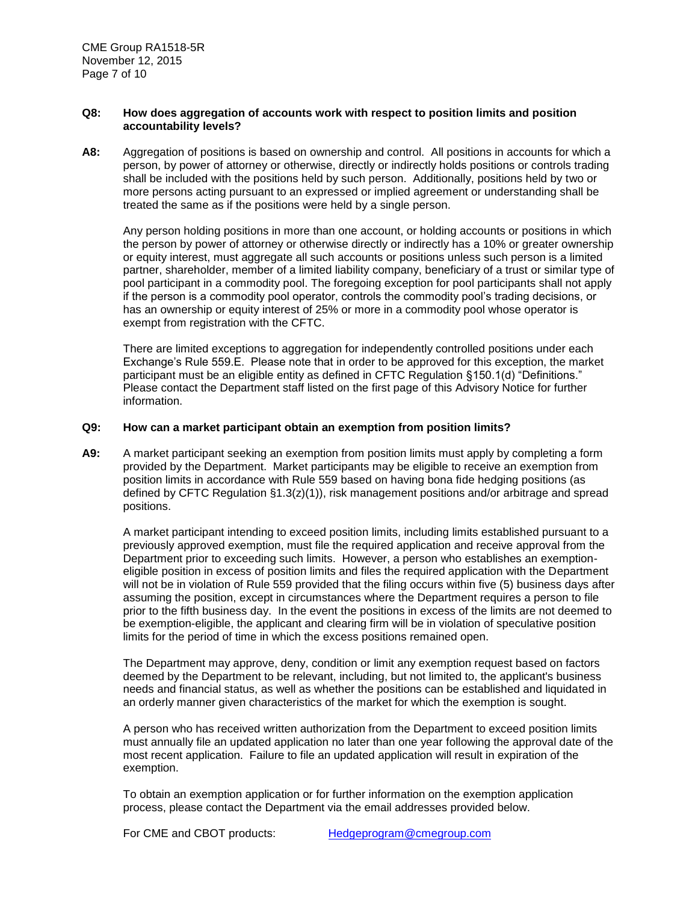**Q8: How does aggregation of accounts work with respect to position limits and position accountability levels?**

**A8:** Aggregation of positions is based on ownership and control. All positions in accounts for which a person, by power of attorney or otherwise, directly or indirectly holds positions or controls trading shall be included with the positions held by such person. Additionally, positions held by two or more persons acting pursuant to an expressed or implied agreement or understanding shall be treated the same as if the positions were held by a single person.

Any person holding positions in more than one account, or holding accounts or positions in which the person by power of attorney or otherwise directly or indirectly has a 10% or greater ownership or equity interest, must aggregate all such accounts or positions unless such person is a limited partner, shareholder, member of a limited liability company, beneficiary of a trust or similar type of pool participant in a commodity pool. The foregoing exception for pool participants shall not apply if the person is a commodity pool operator, controls the commodity pool's trading decisions, or has an ownership or equity interest of 25% or more in a commodity pool whose operator is exempt from registration with the CFTC.

There are limited exceptions to aggregation for independently controlled positions under each Exchange's Rule 559.E. Please note that in order to be approved for this exception, the market participant must be an eligible entity as defined in CFTC Regulation §150.1(d) "Definitions." Please contact the Department staff listed on the first page of this Advisory Notice for further information.

**Q9: How can a market participant obtain an exemption from position limits?**

**A9:** A market participant seeking an exemption from position limits must apply by completing a form provided by the Department. Market participants may be eligible to receive an exemption from position limits in accordance with Rule 559 based on having bona fide hedging positions (as defined by CFTC Regulation §1.3(z)(1)), risk management positions and/or arbitrage and spread positions.

A market participant intending to exceed position limits, including limits established pursuant to a previously approved exemption, must file the required application and receive approval from the Department prior to exceeding such limits. However, a person who establishes an exemption-eligible position in excess of position limits and files the required application with the Department will not be in violation of Rule 559 provided that the filing occurs within five (5) business days after assuming the position, except in circumstances where the Department requires a person to file prior to the fifth business day. In the event the positions in excess of the limits are not deemed to be exemption-eligible, the applicant and clearing firm will be in violation of speculative position limits for the period of time in which the excess positions remained open.

The Department may approve, deny, condition or limit any exemption request based on factors deemed by the Department to be relevant, including, but not limited to, the applicant's business needs and financial status, as well as whether the positions can be established and liquidated in an orderly manner given characteristics of the market for which the exemption is sought.

A person who has received written authorization from the Department to exceed position limits must annually file an updated application no later than one year following the approval date of the most recent application. Failure to file an updated application will result in expiration of the exemption.

To obtain an exemption application or for further information on the exemption application process, please contact the Department via the email addresses provided below.

For CME and CBOT products: Hedgeprogram@cmegroup.com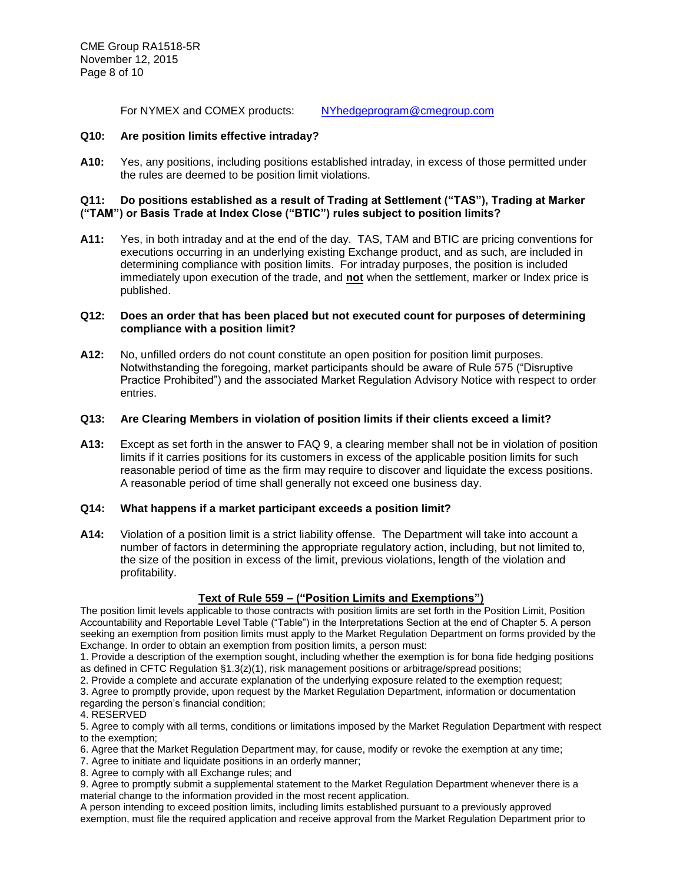For NYMEX and COMEX products: NYhedgeprogram@cmegroup.com

**Q10: Are position limits effective intraday?**

**A10:** Yes, any positions, including positions established intraday, in excess of those permitted under the rules are deemed to be position limit violations.

**Q11: Do positions established as a result of Trading at Settlement ("TAS"), Trading at Marker ("TAM") or Basis Trade at Index Close ("BTIC") rules subject to position limits?**

**A11:** Yes, in both intraday and at the end of the day. TAS, TAM and BTIC are pricing conventions for executions occurring in an underlying existing Exchange product, and as such, are included in determining compliance with position limits. For intraday purposes, the position is included immediately upon execution of the trade, and **not** when the settlement, marker or Index price is published.

**Q12: Does an order that has been placed but not executed count for purposes of determining compliance with a position limit?**

**A12:** No, unfilled orders do not count constitute an open position for position limit purposes. Notwithstanding the foregoing, market participants should be aware of Rule 575 ("Disruptive Practice Prohibited") and the associated Market Regulation Advisory Notice with respect to order entries.

**Q13: Are Clearing Members in violation of position limits if their clients exceed a limit?**

**A13:** Except as set forth in the answer to FAQ 9, a clearing member shall not be in violation of position limits if it carries positions for its customers in excess of the applicable position limits for such reasonable period of time as the firm may require to discover and liquidate the excess positions. A reasonable period of time shall generally not exceed one business day.

**Q14: What happens if a market participant exceeds a position limit?**

**A14:** Violation of a position limit is a strict liability offense. The Department will take into account a number of factors in determining the appropriate regulatory action, including, but not limited to, the size of the position in excess of the limit, previous violations, length of the violation and profitability.

## Text of Rule 559 – ("Position Limits and Exemptions")

The position limit levels applicable to those contracts with position limits are set forth in the Position Limit, Position Accountability and Reportable Level Table ("Table") in the Interpretations Section at the end of Chapter 5. A person seeking an exemption from position limits must apply to the Market Regulation Department on forms provided by the Exchange. In order to obtain an exemption from position limits, a person must:

1. Provide a description of the exemption sought, including whether the exemption is for bona fide hedging positions as defined in CFTC Regulation §1.3(z)(1), risk management positions or arbitrage/spread positions;
2. Provide a complete and accurate explanation of the underlying exposure related to the exemption request;
3. Agree to promptly provide, upon request by the Market Regulation Department, information or documentation regarding the person's financial condition;
4. RESERVED
5. Agree to comply with all terms, conditions or limitations imposed by the Market Regulation Department with respect to the exemption;
6. Agree that the Market Regulation Department may, for cause, modify or revoke the exemption at any time;
7. Agree to initiate and liquidate positions in an orderly manner;
8. Agree to comply with all Exchange rules; and
9. Agree to promptly submit a supplemental statement to the Market Regulation Department whenever there is a material change to the information provided in the most recent application.

A person intending to exceed position limits, including limits established pursuant to a previously approved exemption, must file the required application and receive approval from the Market Regulation Department prior to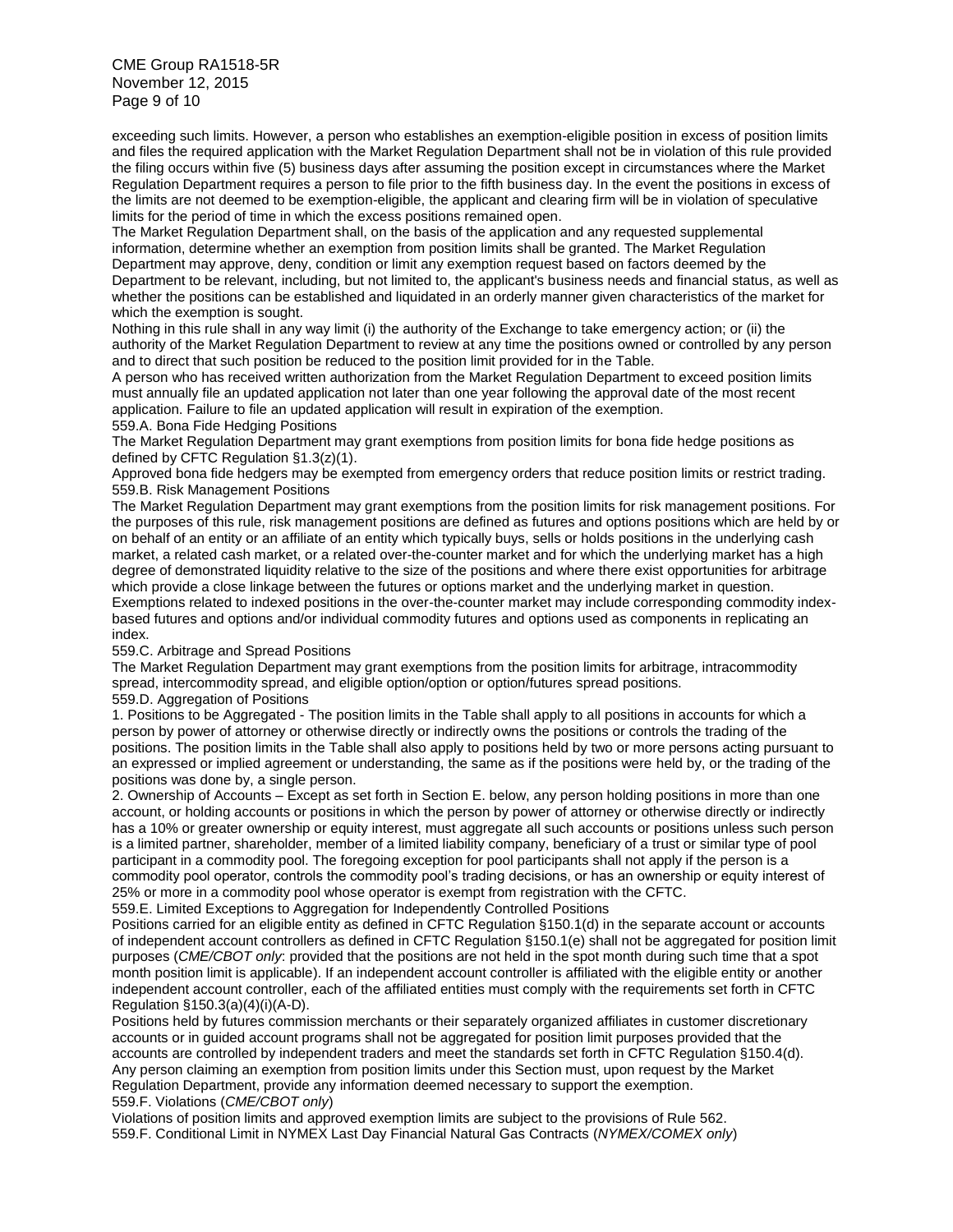exceeding such limits. However, a person who establishes an exemption-eligible position in excess of position limits and files the required application with the Market Regulation Department shall not be in violation of this rule provided the filing occurs within five (5) business days after assuming the position except in circumstances where the Market Regulation Department requires a person to file prior to the fifth business day. In the event the positions in excess of the limits are not deemed to be exemption-eligible, the applicant and clearing firm will be in violation of speculative limits for the period of time in which the excess positions remained open.

The Market Regulation Department shall, on the basis of the application and any requested supplemental information, determine whether an exemption from position limits shall be granted. The Market Regulation Department may approve, deny, condition or limit any exemption request based on factors deemed by the Department to be relevant, including, but not limited to, the applicant's business needs and financial status, as well as whether the positions can be established and liquidated in an orderly manner given characteristics of the market for which the exemption is sought.

Nothing in this rule shall in any way limit (i) the authority of the Exchange to take emergency action; or (ii) the authority of the Market Regulation Department to review at any time the positions owned or controlled by any person and to direct that such position be reduced to the position limit provided for in the Table.

A person who has received written authorization from the Market Regulation Department to exceed position limits must annually file an updated application not later than one year following the approval date of the most recent application. Failure to file an updated application will result in expiration of the exemption.

559.A. Bona Fide Hedging Positions

The Market Regulation Department may grant exemptions from position limits for bona fide hedge positions as defined by CFTC Regulation §1.3(z)(1).

Approved bona fide hedgers may be exempted from emergency orders that reduce position limits or restrict trading.

559.B. Risk Management Positions

The Market Regulation Department may grant exemptions from the position limits for risk management positions. For the purposes of this rule, risk management positions are defined as futures and options positions which are held by or on behalf of an entity or an affiliate of an entity which typically buys, sells or holds positions in the underlying cash market, a related cash market, or a related over-the-counter market and for which the underlying market has a high degree of demonstrated liquidity relative to the size of the positions and where there exist opportunities for arbitrage which provide a close linkage between the futures or options market and the underlying market in question. Exemptions related to indexed positions in the over-the-counter market may include corresponding commodity index-based futures and options and/or individual commodity futures and options used as components in replicating an index.

559.C. Arbitrage and Spread Positions

The Market Regulation Department may grant exemptions from the position limits for arbitrage, intracommodity spread, intercommodity spread, and eligible option/option or option/futures spread positions.

559.D. Aggregation of Positions

1. Positions to be Aggregated - The position limits in the Table shall apply to all positions in accounts for which a person by power of attorney or otherwise directly or indirectly owns the positions or controls the trading of the positions. The position limits in the Table shall also apply to positions held by two or more persons acting pursuant to an expressed or implied agreement or understanding, the same as if the positions were held by, or the trading of the positions was done by, a single person.

2. Ownership of Accounts – Except as set forth in Section E. below, any person holding positions in more than one account, or holding accounts or positions in which the person by power of attorney or otherwise directly or indirectly has a 10% or greater ownership or equity interest, must aggregate all such accounts or positions unless such person is a limited partner, shareholder, member of a limited liability company, beneficiary of a trust or similar type of pool participant in a commodity pool. The foregoing exception for pool participants shall not apply if the person is a commodity pool operator, controls the commodity pool's trading decisions, or has an ownership or equity interest of 25% or more in a commodity pool whose operator is exempt from registration with the CFTC.

559.E. Limited Exceptions to Aggregation for Independently Controlled Positions

Positions carried for an eligible entity as defined in CFTC Regulation §150.1(d) in the separate account or accounts of independent account controllers as defined in CFTC Regulation §150.1(e) shall not be aggregated for position limit purposes (*CME/CBOT only*: provided that the positions are not held in the spot month during such time that a spot month position limit is applicable). If an independent account controller is affiliated with the eligible entity or another independent account controller, each of the affiliated entities must comply with the requirements set forth in CFTC Regulation §150.3(a)(4)(i)(A-D).

Positions held by futures commission merchants or their separately organized affiliates in customer discretionary accounts or in guided account programs shall not be aggregated for position limit purposes provided that the accounts are controlled by independent traders and meet the standards set forth in CFTC Regulation §150.4(d).

Any person claiming an exemption from position limits under this Section must, upon request by the Market Regulation Department, provide any information deemed necessary to support the exemption.

559.F. Violations (*CME/CBOT only*)

Violations of position limits and approved exemption limits are subject to the provisions of Rule 562.

559.F. Conditional Limit in NYMEX Last Day Financial Natural Gas Contracts (*NYMEX/COMEX only*)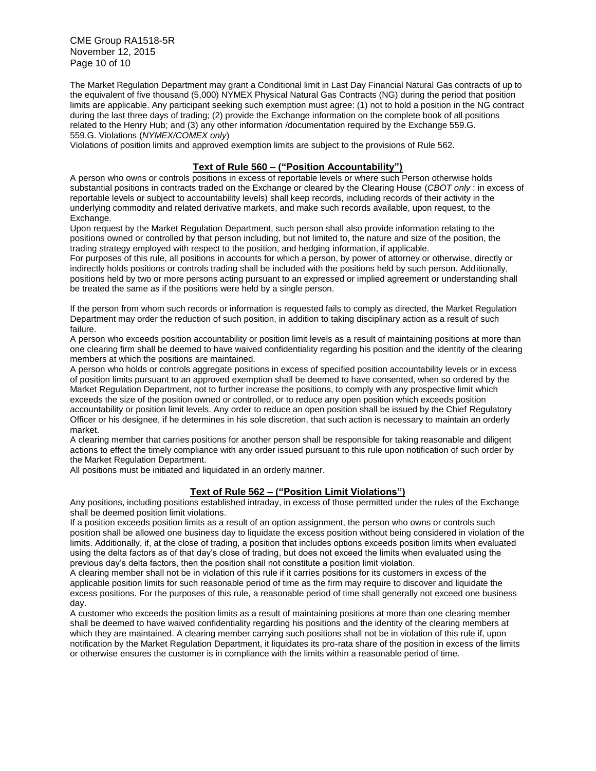The Market Regulation Department may grant a Conditional limit in Last Day Financial Natural Gas contracts of up to the equivalent of five thousand (5,000) NYMEX Physical Natural Gas Contracts (NG) during the period that position limits are applicable. Any participant seeking such exemption must agree: (1) not to hold a position in the NG contract during the last three days of trading; (2) provide the Exchange information on the complete book of all positions related to the Henry Hub; and (3) any other information /documentation required by the Exchange 559.G.

559.G. Violations (*NYMEX/COMEX only*)

Violations of position limits and approved exemption limits are subject to the provisions of Rule 562.

## Text of Rule 560 – ("Position Accountability")

A person who owns or controls positions in excess of reportable levels or where such Person otherwise holds substantial positions in contracts traded on the Exchange or cleared by the Clearing House (*CBOT only* : in excess of reportable levels or subject to accountability levels) shall keep records, including records of their activity in the underlying commodity and related derivative markets, and make such records available, upon request, to the Exchange.

Upon request by the Market Regulation Department, such person shall also provide information relating to the positions owned or controlled by that person including, but not limited to, the nature and size of the position, the trading strategy employed with respect to the position, and hedging information, if applicable.

For purposes of this rule, all positions in accounts for which a person, by power of attorney or otherwise, directly or indirectly holds positions or controls trading shall be included with the positions held by such person. Additionally, positions held by two or more persons acting pursuant to an expressed or implied agreement or understanding shall be treated the same as if the positions were held by a single person.

If the person from whom such records or information is requested fails to comply as directed, the Market Regulation Department may order the reduction of such position, in addition to taking disciplinary action as a result of such failure.

A person who exceeds position accountability or position limit levels as a result of maintaining positions at more than one clearing firm shall be deemed to have waived confidentiality regarding his position and the identity of the clearing members at which the positions are maintained.

A person who holds or controls aggregate positions in excess of specified position accountability levels or in excess of position limits pursuant to an approved exemption shall be deemed to have consented, when so ordered by the Market Regulation Department, not to further increase the positions, to comply with any prospective limit which exceeds the size of the position owned or controlled, or to reduce any open position which exceeds position accountability or position limit levels. Any order to reduce an open position shall be issued by the Chief Regulatory Officer or his designee, if he determines in his sole discretion, that such action is necessary to maintain an orderly market.

A clearing member that carries positions for another person shall be responsible for taking reasonable and diligent actions to effect the timely compliance with any order issued pursuant to this rule upon notification of such order by the Market Regulation Department.

All positions must be initiated and liquidated in an orderly manner.

## Text of Rule 562 – ("Position Limit Violations")

Any positions, including positions established intraday, in excess of those permitted under the rules of the Exchange shall be deemed position limit violations.

If a position exceeds position limits as a result of an option assignment, the person who owns or controls such position shall be allowed one business day to liquidate the excess position without being considered in violation of the limits. Additionally, if, at the close of trading, a position that includes options exceeds position limits when evaluated using the delta factors as of that day's close of trading, but does not exceed the limits when evaluated using the previous day's delta factors, then the position shall not constitute a position limit violation.

A clearing member shall not be in violation of this rule if it carries positions for its customers in excess of the applicable position limits for such reasonable period of time as the firm may require to discover and liquidate the excess positions. For the purposes of this rule, a reasonable period of time shall generally not exceed one business day.

A customer who exceeds the position limits as a result of maintaining positions at more than one clearing member shall be deemed to have waived confidentiality regarding his positions and the identity of the clearing members at which they are maintained. A clearing member carrying such positions shall not be in violation of this rule if, upon notification by the Market Regulation Department, it liquidates its pro-rata share of the position in excess of the limits or otherwise ensures the customer is in compliance with the limits within a reasonable period of time.